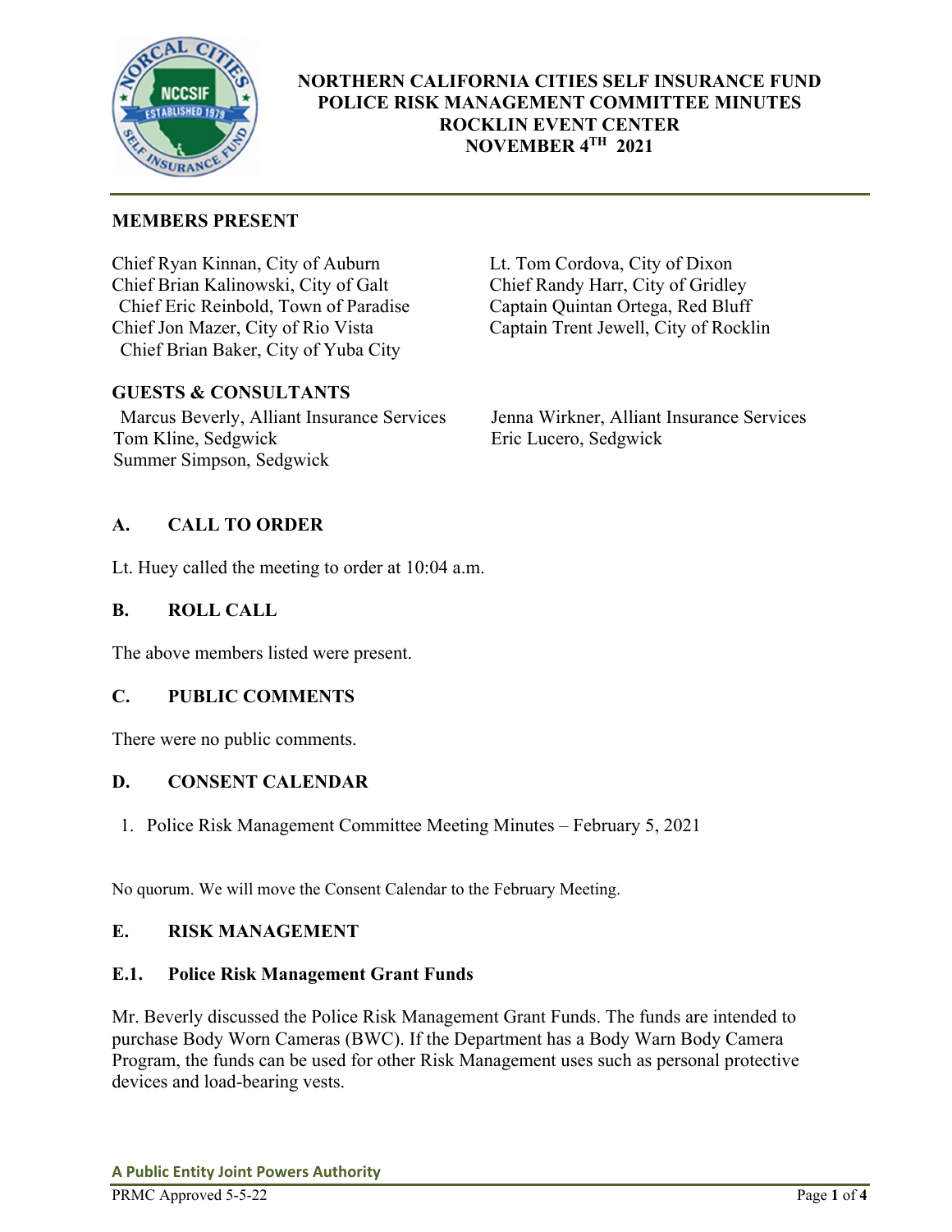# NORTHERN CALIFORNIA CITIES SELF INSURANCE FUND
## POLICE RISK MANAGEMENT COMMITTEE MINUTES
## ROCKLIN EVENT CENTER
## NOVEMBER 4TH 2021

**MEMBERS PRESENT**

Chief Ryan Kinnan, City of Auburn
Chief Brian Kalinowski, City of Galt
Chief Eric Reinbold, Town of Paradise
Chief Jon Mazer, City of Rio Vista
Chief Brian Baker, City of Yuba City
Lt. Tom Cordova, City of Dixon
Chief Randy Harr, City of Gridley
Captain Quintan Ortega, Red Bluff
Captain Trent Jewell, City of Rocklin

**GUESTS & CONSULTANTS**

Marcus Beverly, Alliant Insurance Services
Tom Kline, Sedgwick
Summer Simpson, Sedgwick
Jenna Wirkner, Alliant Insurance Services
Eric Lucero, Sedgwick

### A. CALL TO ORDER

Lt. Huey called the meeting to order at 10:04 a.m.

### B. ROLL CALL

The above members listed were present.

### C. PUBLIC COMMENTS

There were no public comments.

### D. CONSENT CALENDAR

1. Police Risk Management Committee Meeting Minutes – February 5, 2021

No quorum. We will move the Consent Calendar to the February Meeting.

### E. RISK MANAGEMENT

#### E.1. Police Risk Management Grant Funds

Mr. Beverly discussed the Police Risk Management Grant Funds. The funds are intended to purchase Body Worn Cameras (BWC). If the Department has a Body Warn Body Camera Program, the funds can be used for other Risk Management uses such as personal protective devices and load-bearing vests.

A Public Entity Joint Powers Authority

PRMC Approved 5-5-22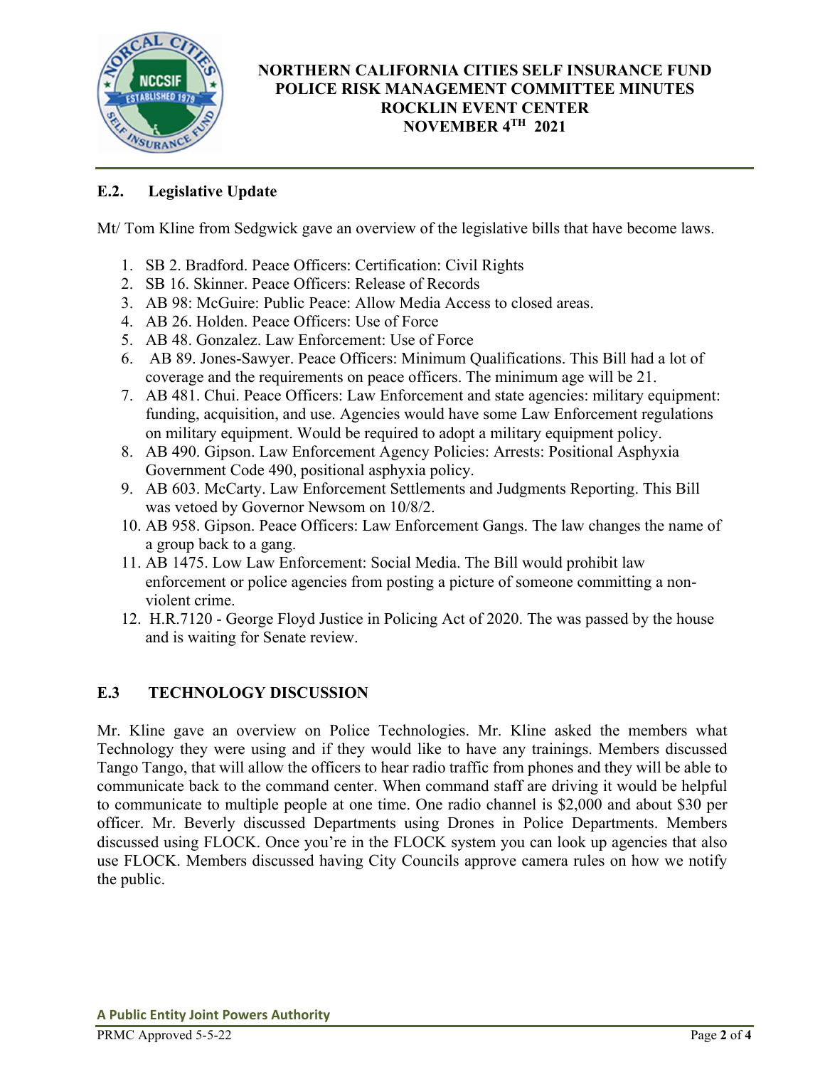## E.2. Legislative Update

Mt/ Tom Kline from Sedgwick gave an overview of the legislative bills that have become laws.

1. SB 2. Bradford. Peace Officers: Certification: Civil Rights
2. SB 16. Skinner. Peace Officers: Release of Records
3. AB 98: McGuire: Public Peace: Allow Media Access to closed areas.
4. AB 26. Holden. Peace Officers: Use of Force
5. AB 48. Gonzalez. Law Enforcement: Use of Force
6. AB 89. Jones-Sawyer. Peace Officers: Minimum Qualifications. This Bill had a lot of coverage and the requirements on peace officers. The minimum age will be 21.
7. AB 481. Chui. Peace Officers: Law Enforcement and state agencies: military equipment: funding, acquisition, and use. Agencies would have some Law Enforcement regulations on military equipment. Would be required to adopt a military equipment policy.
8. AB 490. Gipson. Law Enforcement Agency Policies: Arrests: Positional Asphyxia Government Code 490, positional asphyxia policy.
9. AB 603. McCarty. Law Enforcement Settlements and Judgments Reporting. This Bill was vetoed by Governor Newsom on 10/8/2.
10. AB 958. Gipson. Peace Officers: Law Enforcement Gangs. The law changes the name of a group back to a gang.
11. AB 1475. Low Law Enforcement: Social Media. The Bill would prohibit law enforcement or police agencies from posting a picture of someone committing a non-violent crime.
12. H.R.7120 - George Floyd Justice in Policing Act of 2020. The was passed by the house and is waiting for Senate review.

## E.3 TECHNOLOGY DISCUSSION

Mr. Kline gave an overview on Police Technologies. Mr. Kline asked the members what Technology they were using and if they would like to have any trainings. Members discussed Tango Tango, that will allow the officers to hear radio traffic from phones and they will be able to communicate back to the command center. When command staff are driving it would be helpful to communicate to multiple people at one time. One radio channel is $2,000 and about $30 per officer. Mr. Beverly discussed Departments using Drones in Police Departments. Members discussed using FLOCK. Once you're in the FLOCK system you can look up agencies that also use FLOCK. Members discussed having City Councils approve camera rules on how we notify the public.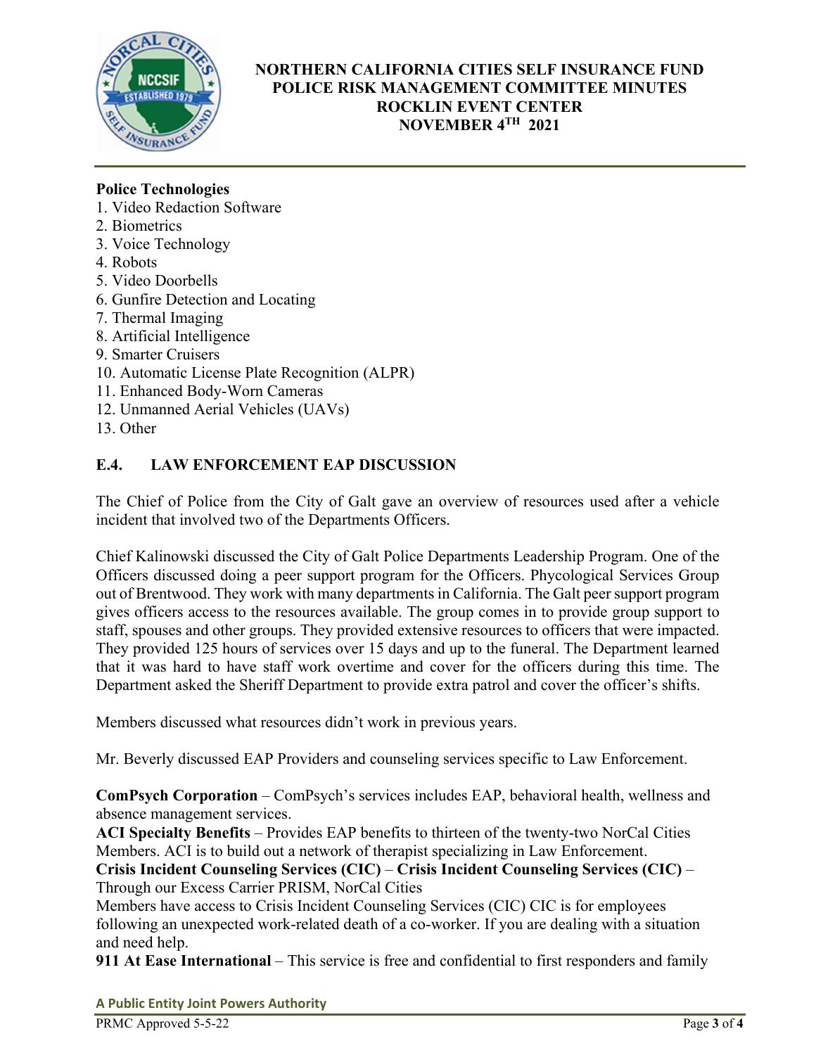**Police Technologies**

1. Video Redaction Software
2. Biometrics
3. Voice Technology
4. Robots
5. Video Doorbells
6. Gunfire Detection and Locating
7. Thermal Imaging
8. Artificial Intelligence
9. Smarter Cruisers
10. Automatic License Plate Recognition (ALPR)
11. Enhanced Body-Worn Cameras
12. Unmanned Aerial Vehicles (UAVs)
13. Other

## E.4. LAW ENFORCEMENT EAP DISCUSSION

The Chief of Police from the City of Galt gave an overview of resources used after a vehicle incident that involved two of the Departments Officers.

Chief Kalinowski discussed the City of Galt Police Departments Leadership Program. One of the Officers discussed doing a peer support program for the Officers. Phycological Services Group out of Brentwood. They work with many departments in California. The Galt peer support program gives officers access to the resources available. The group comes in to provide group support to staff, spouses and other groups. They provided extensive resources to officers that were impacted. They provided 125 hours of services over 15 days and up to the funeral. The Department learned that it was hard to have staff work overtime and cover for the officers during this time. The Department asked the Sheriff Department to provide extra patrol and cover the officer's shifts.

Members discussed what resources didn't work in previous years.

Mr. Beverly discussed EAP Providers and counseling services specific to Law Enforcement.

**ComPsych Corporation** – ComPsych's services includes EAP, behavioral health, wellness and absence management services.
**ACI Specialty Benefits** – Provides EAP benefits to thirteen of the twenty-two NorCal Cities Members. ACI is to build out a network of therapist specializing in Law Enforcement.
**Crisis Incident Counseling Services (CIC)** – **Crisis Incident Counseling Services (CIC)** – Through our Excess Carrier PRISM, NorCal Cities
Members have access to Crisis Incident Counseling Services (CIC) CIC is for employees following an unexpected work-related death of a co-worker. If you are dealing with a situation and need help.
**911 At Ease International** – This service is free and confidential to first responders and family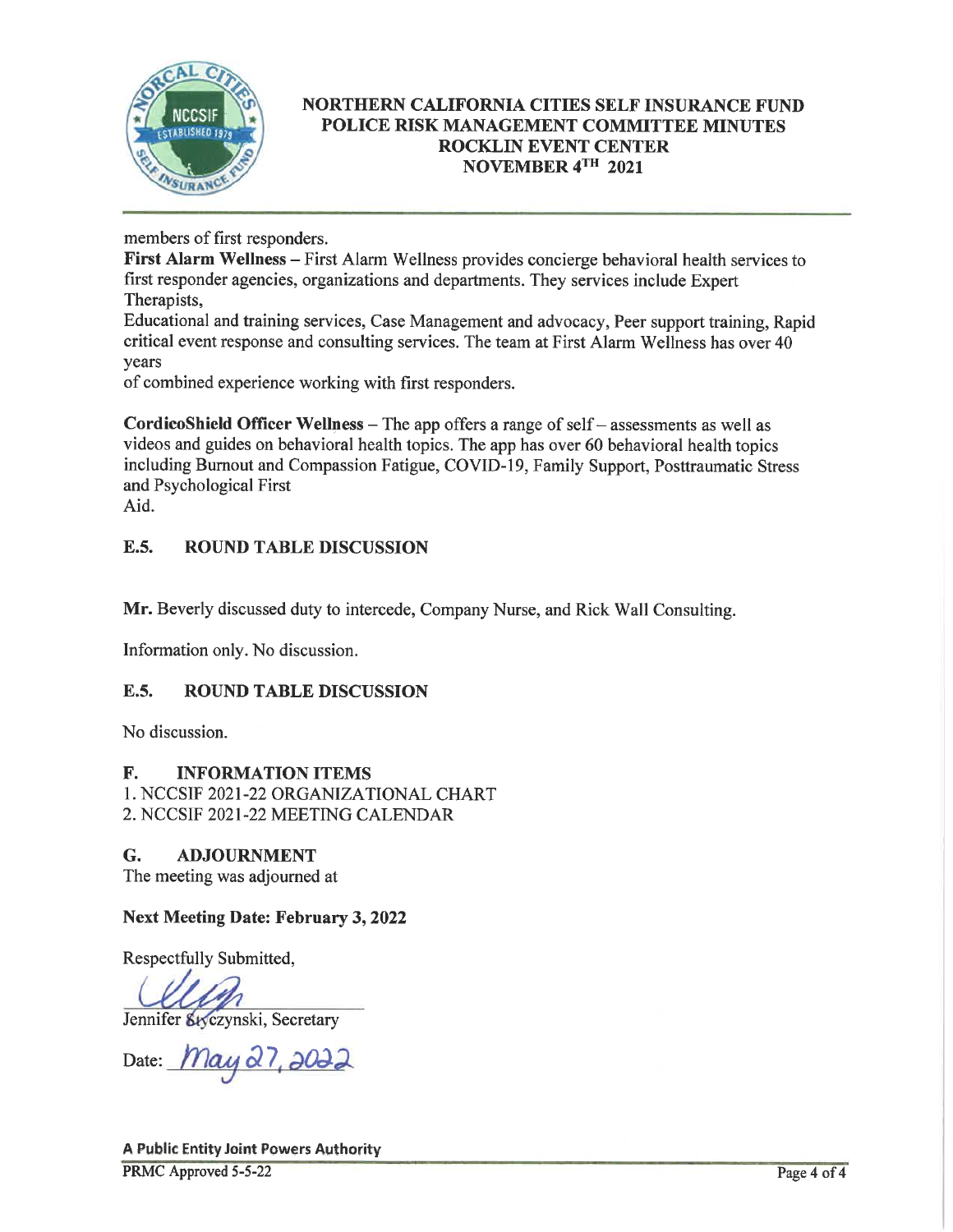members of first responders.

**First Alarm Wellness** – First Alarm Wellness provides concierge behavioral health services to first responder agencies, organizations and departments. They services include Expert Therapists,
Educational and training services, Case Management and advocacy, Peer support training, Rapid critical event response and consulting services. The team at First Alarm Wellness has over 40 years
of combined experience working with first responders.

**CordicoShield Officer Wellness** – The app offers a range of self – assessments as well as videos and guides on behavioral health topics. The app has over 60 behavioral health topics including Burnout and Compassion Fatigue, COVID-19, Family Support, Posttraumatic Stress and Psychological First
Aid.

### E.5. ROUND TABLE DISCUSSION

**Mr.** Beverly discussed duty to intercede, Company Nurse, and Rick Wall Consulting.

Information only. No discussion.

### E.5. ROUND TABLE DISCUSSION

No discussion.

### F. INFORMATION ITEMS

1. NCCSIF 2021-22 ORGANIZATIONAL CHART
2. NCCSIF 2021-22 MEETING CALENDAR

### G. ADJOURNMENT

The meeting was adjourned at

**Next Meeting Date: February 3, 2022**

Respectfully Submitted,

Jennifer Styczynski, Secretary

Date: May 27, 2022

**A Public Entity Joint Powers Authority**

PRMC Approved 5-5-22